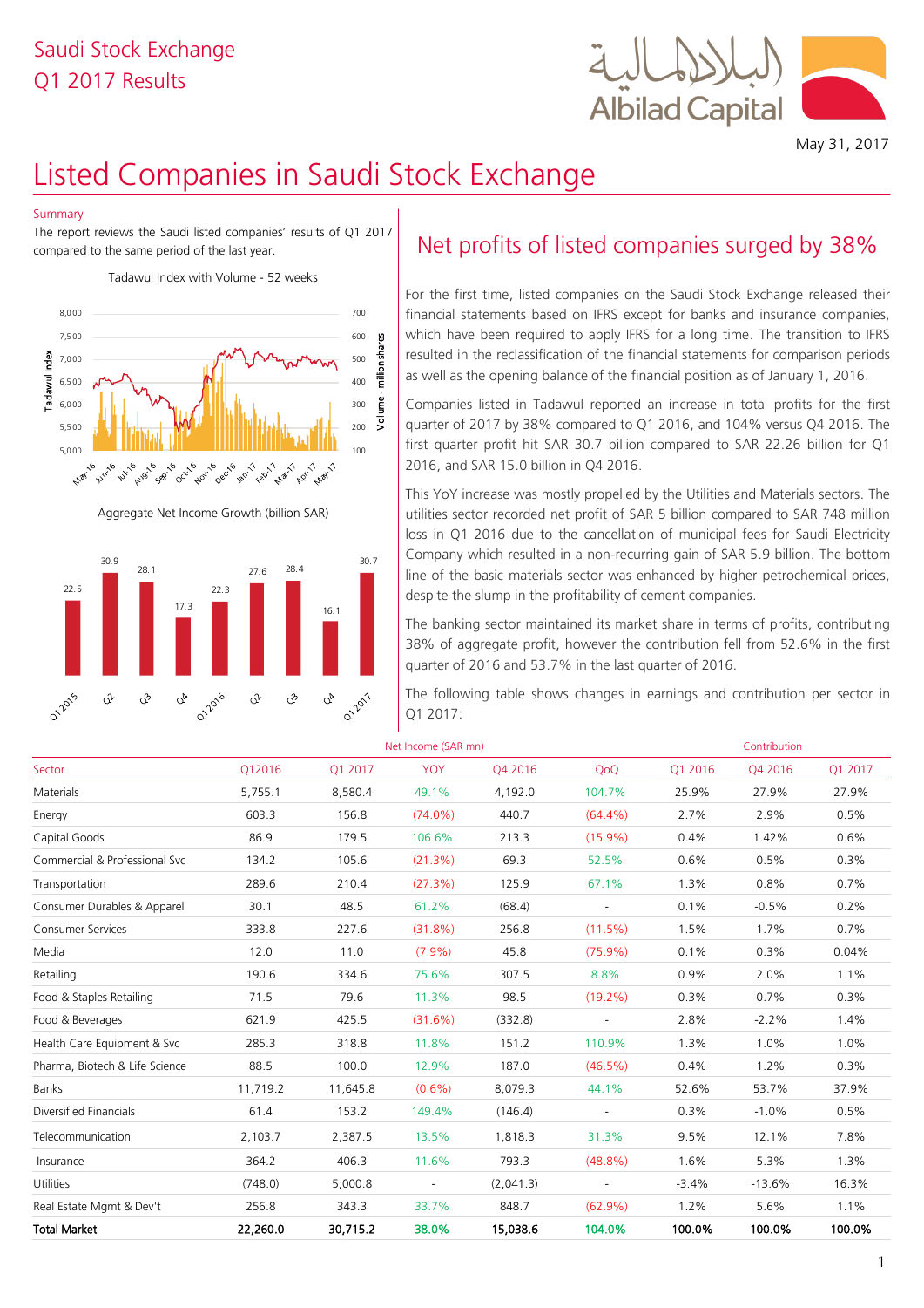Saudi Stock Exchange
Q1 2017 Results

May 31, 2017

# Listed Companies in Saudi Stock Exchange

## Summary

The report reviews the Saudi listed companies' results of Q1 2017 compared to the same period of the last year.

Tadawul Index with Volume - 52 weeks

Aggregate Net Income Growth (billion SAR)

| Q1 2015 | Q2 | Q3 | Q4 | Q1 2016 | Q2 | Q3 | Q4 | Q1 2017 |
|---|---|---|---|---|---|---|---|---|
| 22.5 | 30.9 | 28.1 | 17.3 | 22.3 | 27.6 | 28.4 | 16.1 | 30.7 |

## Net profits of listed companies surged by 38%

For the first time, listed companies on the Saudi Stock Exchange released their financial statements based on IFRS except for banks and insurance companies, which have been required to apply IFRS for a long time. The transition to IFRS resulted in the reclassification of the financial statements for comparison periods as well as the opening balance of the financial position as of January 1, 2016.

Companies listed in Tadawul reported an increase in total profits for the first quarter of 2017 by 38% compared to Q1 2016, and 104% versus Q4 2016. The first quarter profit hit SAR 30.7 billion compared to SAR 22.26 billion for Q1 2016, and SAR 15.0 billion in Q4 2016.

This YoY increase was mostly propelled by the Utilities and Materials sectors. The utilities sector recorded net profit of SAR 5 billion compared to SAR 748 million loss in Q1 2016 due to the cancellation of municipal fees for Saudi Electricity Company which resulted in a non-recurring gain of SAR 5.9 billion. The bottom line of the basic materials sector was enhanced by higher petrochemical prices, despite the slump in the profitability of cement companies.

The banking sector maintained its market share in terms of profits, contributing 38% of aggregate profit, however the contribution fell from 52.6% in the first quarter of 2016 and 53.7% in the last quarter of 2016.

The following table shows changes in earnings and contribution per sector in Q1 2017:

| | Net Income (SAR mn) | | | | | Contribution | | |
|---|---|---|---|---|---|---|---|---|
| Sector | Q12016 | Q1 2017 | YOY | Q4 2016 | QoQ | Q1 2016 | Q4 2016 | Q1 2017 |
| Materials | 5,755.1 | 8,580.4 | 49.1% | 4,192.0 | 104.7% | 25.9% | 27.9% | 27.9% |
| Energy | 603.3 | 156.8 | (74.0%) | 440.7 | (64.4%) | 2.7% | 2.9% | 0.5% |
| Capital Goods | 86.9 | 179.5 | 106.6% | 213.3 | (15.9%) | 0.4% | 1.42% | 0.6% |
| Commercial & Professional Svc | 134.2 | 105.6 | (21.3%) | 69.3 | 52.5% | 0.6% | 0.5% | 0.3% |
| Transportation | 289.6 | 210.4 | (27.3%) | 125.9 | 67.1% | 1.3% | 0.8% | 0.7% |
| Consumer Durables & Apparel | 30.1 | 48.5 | 61.2% | (68.4) | - | 0.1% | -0.5% | 0.2% |
| Consumer Services | 333.8 | 227.6 | (31.8%) | 256.8 | (11.5%) | 1.5% | 1.7% | 0.7% |
| Media | 12.0 | 11.0 | (7.9%) | 45.8 | (75.9%) | 0.1% | 0.3% | 0.04% |
| Retailing | 190.6 | 334.6 | 75.6% | 307.5 | 8.8% | 0.9% | 2.0% | 1.1% |
| Food & Staples Retailing | 71.5 | 79.6 | 11.3% | 98.5 | (19.2%) | 0.3% | 0.7% | 0.3% |
| Food & Beverages | 621.9 | 425.5 | (31.6%) | (332.8) | - | 2.8% | -2.2% | 1.4% |
| Health Care Equipment & Svc | 285.3 | 318.8 | 11.8% | 151.2 | 110.9% | 1.3% | 1.0% | 1.0% |
| Pharma, Biotech & Life Science | 88.5 | 100.0 | 12.9% | 187.0 | (46.5%) | 0.4% | 1.2% | 0.3% |
| Banks | 11,719.2 | 11,645.8 | (0.6%) | 8,079.3 | 44.1% | 52.6% | 53.7% | 37.9% |
| Diversified Financials | 61.4 | 153.2 | 149.4% | (146.4) | - | 0.3% | -1.0% | 0.5% |
| Telecommunication | 2,103.7 | 2,387.5 | 13.5% | 1,818.3 | 31.3% | 9.5% | 12.1% | 7.8% |
| Insurance | 364.2 | 406.3 | 11.6% | 793.3 | (48.8%) | 1.6% | 5.3% | 1.3% |
| Utilities | (748.0) | 5,000.8 | - | (2,041.3) | - | -3.4% | -13.6% | 16.3% |
| Real Estate Mgmt & Dev't | 256.8 | 343.3 | 33.7% | 848.7 | (62.9%) | 1.2% | 5.6% | 1.1% |
| **Total Market** | **22,260.0** | **30,715.2** | **38.0%** | **15,038.6** | **104.0%** | **100.0%** | **100.0%** | **100.0%** |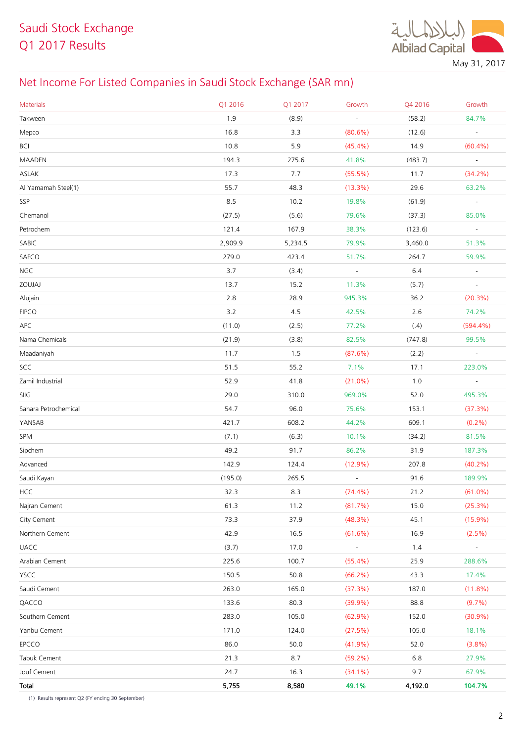Saudi Stock Exchange
Q1 2017 Results

May 31, 2017

## Net Income For Listed Companies in Saudi Stock Exchange (SAR mn)

| Materials | Q1 2016 | Q1 2017 | Growth | Q4 2016 | Growth |
|---|---|---|---|---|---|
| Takween | 1.9 | (8.9) | - | (58.2) | 84.7% |
| Mepco | 16.8 | 3.3 | (80.6%) | (12.6) | - |
| BCI | 10.8 | 5.9 | (45.4%) | 14.9 | (60.4%) |
| MAADEN | 194.3 | 275.6 | 41.8% | (483.7) | - |
| ASLAK | 17.3 | 7.7 | (55.5%) | 11.7 | (34.2%) |
| Al Yamamah Steel(1) | 55.7 | 48.3 | (13.3%) | 29.6 | 63.2% |
| SSP | 8.5 | 10.2 | 19.8% | (61.9) | - |
| Chemanol | (27.5) | (5.6) | 79.6% | (37.3) | 85.0% |
| Petrochem | 121.4 | 167.9 | 38.3% | (123.6) | - |
| SABIC | 2,909.9 | 5,234.5 | 79.9% | 3,460.0 | 51.3% |
| SAFCO | 279.0 | 423.4 | 51.7% | 264.7 | 59.9% |
| NGC | 3.7 | (3.4) | - | 6.4 | - |
| ZOUJAJ | 13.7 | 15.2 | 11.3% | (5.7) | - |
| Alujain | 2.8 | 28.9 | 945.3% | 36.2 | (20.3%) |
| FIPCO | 3.2 | 4.5 | 42.5% | 2.6 | 74.2% |
| APC | (11.0) | (2.5) | 77.2% | (.4) | (594.4%) |
| Nama Chemicals | (21.9) | (3.8) | 82.5% | (747.8) | 99.5% |
| Maadaniyah | 11.7 | 1.5 | (87.6%) | (2.2) | - |
| SCC | 51.5 | 55.2 | 7.1% | 17.1 | 223.0% |
| Zamil Industrial | 52.9 | 41.8 | (21.0%) | 1.0 | - |
| SIIG | 29.0 | 310.0 | 969.0% | 52.0 | 495.3% |
| Sahara Petrochemical | 54.7 | 96.0 | 75.6% | 153.1 | (37.3%) |
| YANSAB | 421.7 | 608.2 | 44.2% | 609.1 | (0.2%) |
| SPM | (7.1) | (6.3) | 10.1% | (34.2) | 81.5% |
| Sipchem | 49.2 | 91.7 | 86.2% | 31.9 | 187.3% |
| Advanced | 142.9 | 124.4 | (12.9%) | 207.8 | (40.2%) |
| Saudi Kayan | (195.0) | 265.5 | - | 91.6 | 189.9% |
| HCC | 32.3 | 8.3 | (74.4%) | 21.2 | (61.0%) |
| Najran Cement | 61.3 | 11.2 | (81.7%) | 15.0 | (25.3%) |
| City Cement | 73.3 | 37.9 | (48.3%) | 45.1 | (15.9%) |
| Northern Cement | 42.9 | 16.5 | (61.6%) | 16.9 | (2.5%) |
| UACC | (3.7) | 17.0 | - | 1.4 | - |
| Arabian Cement | 225.6 | 100.7 | (55.4%) | 25.9 | 288.6% |
| YSCC | 150.5 | 50.8 | (66.2%) | 43.3 | 17.4% |
| Saudi Cement | 263.0 | 165.0 | (37.3%) | 187.0 | (11.8%) |
| QACCO | 133.6 | 80.3 | (39.9%) | 88.8 | (9.7%) |
| Southern Cement | 283.0 | 105.0 | (62.9%) | 152.0 | (30.9%) |
| Yanbu Cement | 171.0 | 124.0 | (27.5%) | 105.0 | 18.1% |
| EPCCO | 86.0 | 50.0 | (41.9%) | 52.0 | (3.8%) |
| Tabuk Cement | 21.3 | 8.7 | (59.2%) | 6.8 | 27.9% |
| Jouf Cement | 24.7 | 16.3 | (34.1%) | 9.7 | 67.9% |
| **Total** | **5,755** | **8,580** | **49.1%** | **4,192.0** | **104.7%** |

(1) Results represent Q2 (FY ending 30 September)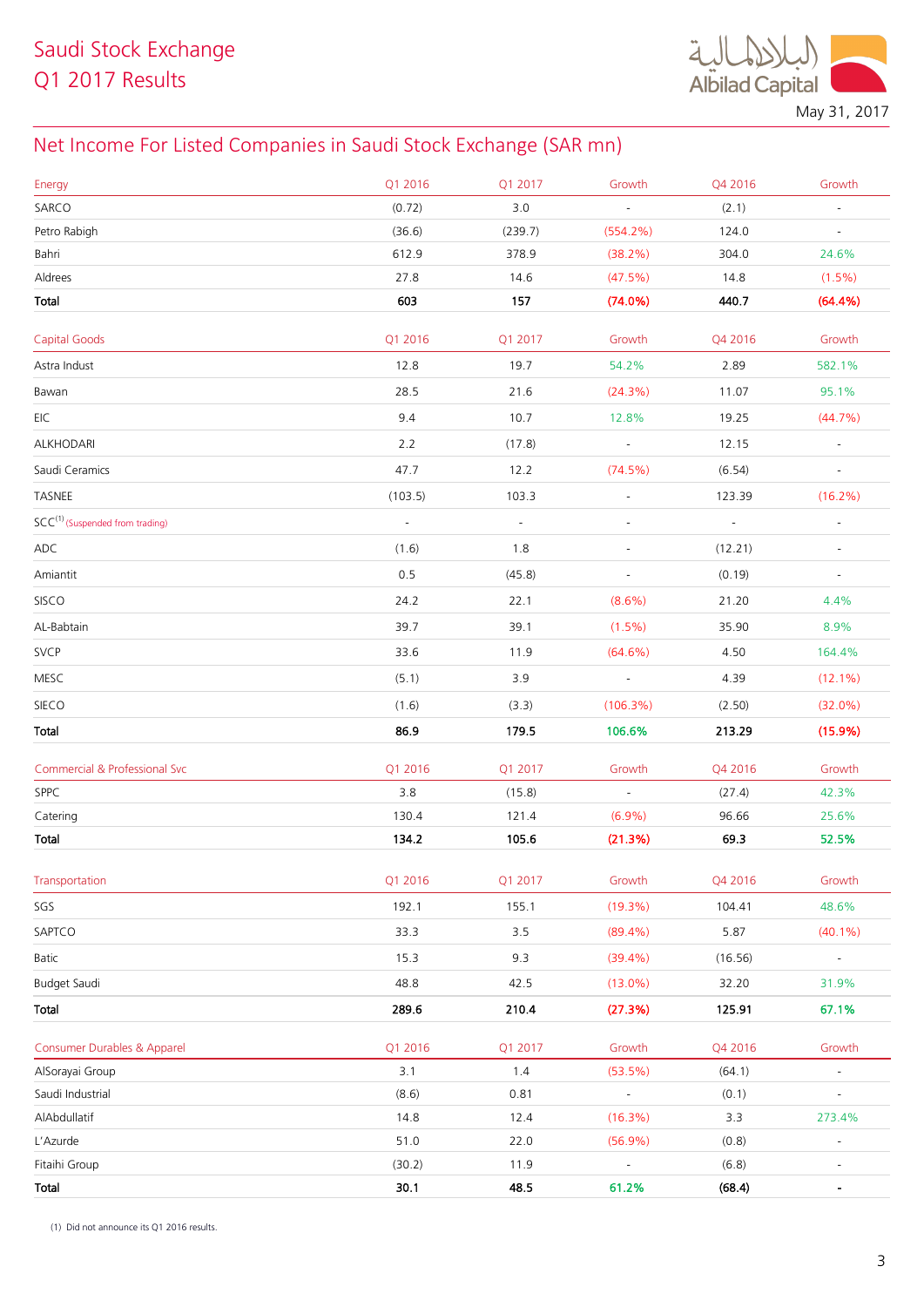# Saudi Stock Exchange
# Q1 2017 Results

May 31, 2017

## Net Income For Listed Companies in Saudi Stock Exchange (SAR mn)

| Energy | Q1 2016 | Q1 2017 | Growth | Q4 2016 | Growth |
|---|---|---|---|---|---|
| SARCO | (0.72) | 3.0 | - | (2.1) | - |
| Petro Rabigh | (36.6) | (239.7) | (554.2%) | 124.0 | - |
| Bahri | 612.9 | 378.9 | (38.2%) | 304.0 | 24.6% |
| Aldrees | 27.8 | 14.6 | (47.5%) | 14.8 | (1.5%) |
| **Total** | **603** | **157** | **(74.0%)** | **440.7** | **(64.4%)** |

| Capital Goods | Q1 2016 | Q1 2017 | Growth | Q4 2016 | Growth |
|---|---|---|---|---|---|
| Astra Indust | 12.8 | 19.7 | 54.2% | 2.89 | 582.1% |
| Bawan | 28.5 | 21.6 | (24.3%) | 11.07 | 95.1% |
| EIC | 9.4 | 10.7 | 12.8% | 19.25 | (44.7%) |
| ALKHODARI | 2.2 | (17.8) | - | 12.15 | - |
| Saudi Ceramics | 47.7 | 12.2 | (74.5%) | (6.54) | - |
| TASNEE | (103.5) | 103.3 | - | 123.39 | (16.2%) |
| SCC[1] (Suspended from trading) | - | - | - | - | - |
| ADC | (1.6) | 1.8 | - | (12.21) | - |
| Amiantit | 0.5 | (45.8) | - | (0.19) | - |
| SISCO | 24.2 | 22.1 | (8.6%) | 21.20 | 4.4% |
| AL-Babtain | 39.7 | 39.1 | (1.5%) | 35.90 | 8.9% |
| SVCP | 33.6 | 11.9 | (64.6%) | 4.50 | 164.4% |
| MESC | (5.1) | 3.9 | - | 4.39 | (12.1%) |
| SIECO | (1.6) | (3.3) | (106.3%) | (2.50) | (32.0%) |
| **Total** | **86.9** | **179.5** | **106.6%** | **213.29** | **(15.9%)** |

| Commercial & Professional Svc | Q1 2016 | Q1 2017 | Growth | Q4 2016 | Growth |
|---|---|---|---|---|---|
| SPPC | 3.8 | (15.8) | - | (27.4) | 42.3% |
| Catering | 130.4 | 121.4 | (6.9%) | 96.66 | 25.6% |
| **Total** | **134.2** | **105.6** | **(21.3%)** | **69.3** | **52.5%** |

| Transportation | Q1 2016 | Q1 2017 | Growth | Q4 2016 | Growth |
|---|---|---|---|---|---|
| SGS | 192.1 | 155.1 | (19.3%) | 104.41 | 48.6% |
| SAPTCO | 33.3 | 3.5 | (89.4%) | 5.87 | (40.1%) |
| Batic | 15.3 | 9.3 | (39.4%) | (16.56) | - |
| Budget Saudi | 48.8 | 42.5 | (13.0%) | 32.20 | 31.9% |
| **Total** | **289.6** | **210.4** | **(27.3%)** | **125.91** | **67.1%** |

| Consumer Durables & Apparel | Q1 2016 | Q1 2017 | Growth | Q4 2016 | Growth |
|---|---|---|---|---|---|
| AlSorayai Group | 3.1 | 1.4 | (53.5%) | (64.1) | - |
| Saudi Industrial | (8.6) | 0.81 | - | (0.1) | - |
| AlAbdullatif | 14.8 | 12.4 | (16.3%) | 3.3 | 273.4% |
| L'Azurde | 51.0 | 22.0 | (56.9%) | (0.8) | - |
| Fitaihi Group | (30.2) | 11.9 | - | (6.8) | - |
| **Total** | **30.1** | **48.5** | **61.2%** | **(68.4)** | **-** |

(1) Did not announce its Q1 2016 results.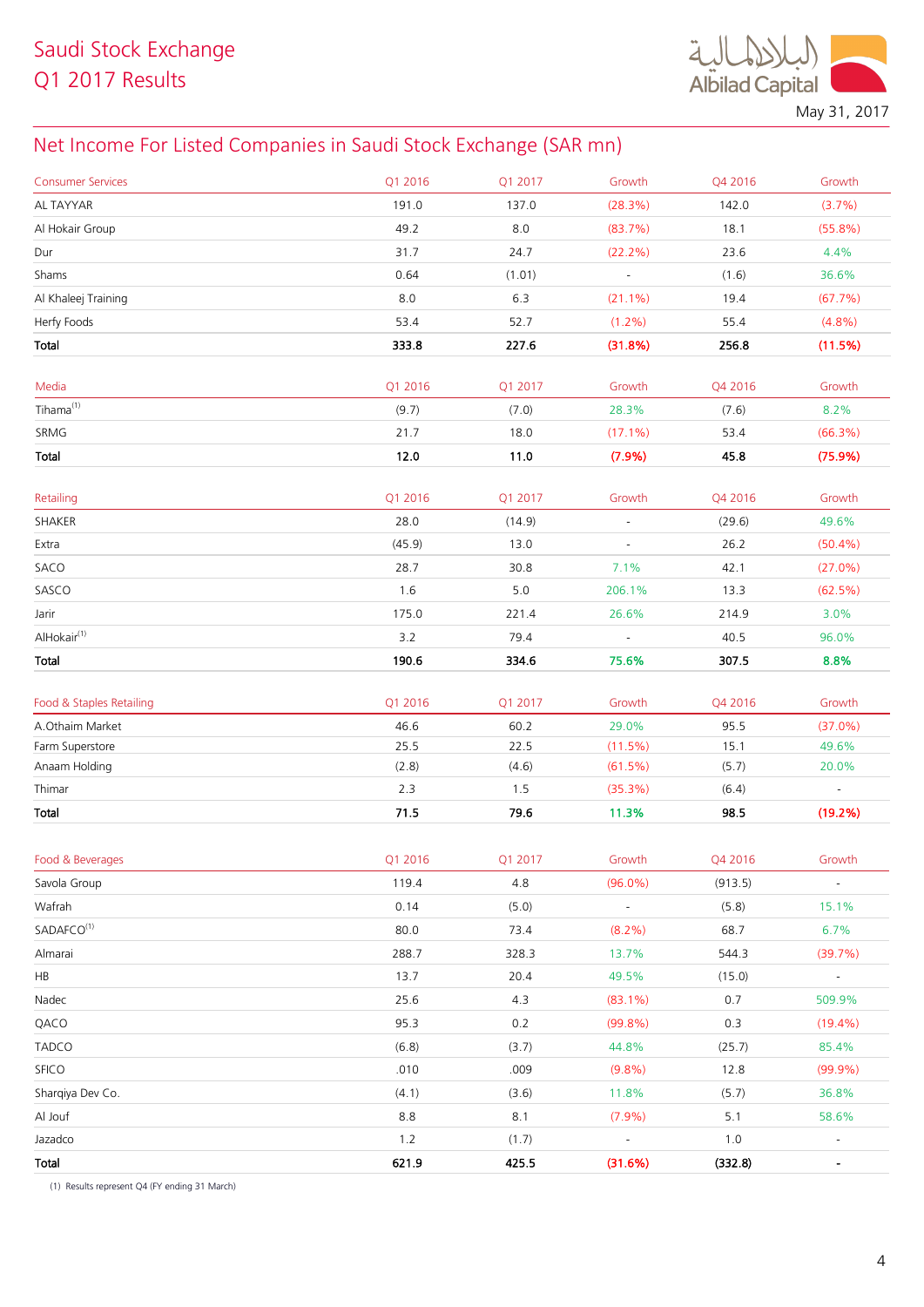Saudi Stock Exchange
Q1 2017 Results

May 31, 2017

## Net Income For Listed Companies in Saudi Stock Exchange (SAR mn)

| Consumer Services | Q1 2016 | Q1 2017 | Growth | Q4 2016 | Growth |
|---|---|---|---|---|---|
| AL TAYYAR | 191.0 | 137.0 | (28.3%) | 142.0 | (3.7%) |
| Al Hokair Group | 49.2 | 8.0 | (83.7%) | 18.1 | (55.8%) |
| Dur | 31.7 | 24.7 | (22.2%) | 23.6 | 4.4% |
| Shams | 0.64 | (1.01) | - | (1.6) | 36.6% |
| Al Khaleej Training | 8.0 | 6.3 | (21.1%) | 19.4 | (67.7%) |
| Herfy Foods | 53.4 | 52.7 | (1.2%) | 55.4 | (4.8%) |
| **Total** | **333.8** | **227.6** | **(31.8%)** | **256.8** | **(11.5%)** |

| Media | Q1 2016 | Q1 2017 | Growth | Q4 2016 | Growth |
|---|---|---|---|---|---|
| Tihama[1] | (9.7) | (7.0) | 28.3% | (7.6) | 8.2% |
| SRMG | 21.7 | 18.0 | (17.1%) | 53.4 | (66.3%) |
| **Total** | **12.0** | **11.0** | **(7.9%)** | **45.8** | **(75.9%)** |

| Retailing | Q1 2016 | Q1 2017 | Growth | Q4 2016 | Growth |
|---|---|---|---|---|---|
| SHAKER | 28.0 | (14.9) | - | (29.6) | 49.6% |
| Extra | (45.9) | 13.0 | - | 26.2 | (50.4%) |
| SACO | 28.7 | 30.8 | 7.1% | 42.1 | (27.0%) |
| SASCO | 1.6 | 5.0 | 206.1% | 13.3 | (62.5%) |
| Jarir | 175.0 | 221.4 | 26.6% | 214.9 | 3.0% |
| AlHokair[1] | 3.2 | 79.4 | - | 40.5 | 96.0% |
| **Total** | **190.6** | **334.6** | **75.6%** | **307.5** | **8.8%** |

| Food & Staples Retailing | Q1 2016 | Q1 2017 | Growth | Q4 2016 | Growth |
|---|---|---|---|---|---|
| A.Othaim Market | 46.6 | 60.2 | 29.0% | 95.5 | (37.0%) |
| Farm Superstore | 25.5 | 22.5 | (11.5%) | 15.1 | 49.6% |
| Anaam Holding | (2.8) | (4.6) | (61.5%) | (5.7) | 20.0% |
| Thimar | 2.3 | 1.5 | (35.3%) | (6.4) | - |
| **Total** | **71.5** | **79.6** | **11.3%** | **98.5** | **(19.2%)** |

| Food & Beverages | Q1 2016 | Q1 2017 | Growth | Q4 2016 | Growth |
|---|---|---|---|---|---|
| Savola Group | 119.4 | 4.8 | (96.0%) | (913.5) | - |
| Wafrah | 0.14 | (5.0) | - | (5.8) | 15.1% |
| SADAFCO[1] | 80.0 | 73.4 | (8.2%) | 68.7 | 6.7% |
| Almarai | 288.7 | 328.3 | 13.7% | 544.3 | (39.7%) |
| HB | 13.7 | 20.4 | 49.5% | (15.0) | - |
| Nadec | 25.6 | 4.3 | (83.1%) | 0.7 | 509.9% |
| QACO | 95.3 | 0.2 | (99.8%) | 0.3 | (19.4%) |
| TADCO | (6.8) | (3.7) | 44.8% | (25.7) | 85.4% |
| SFICO | .010 | .009 | (9.8%) | 12.8 | (99.9%) |
| Sharqiya Dev Co. | (4.1) | (3.6) | 11.8% | (5.7) | 36.8% |
| Al Jouf | 8.8 | 8.1 | (7.9%) | 5.1 | 58.6% |
| Jazadco | 1.2 | (1.7) | - | 1.0 | - |
| **Total** | **621.9** | **425.5** | **(31.6%)** | **(332.8)** | **-** |

(1) Results represent Q4 (FY ending 31 March)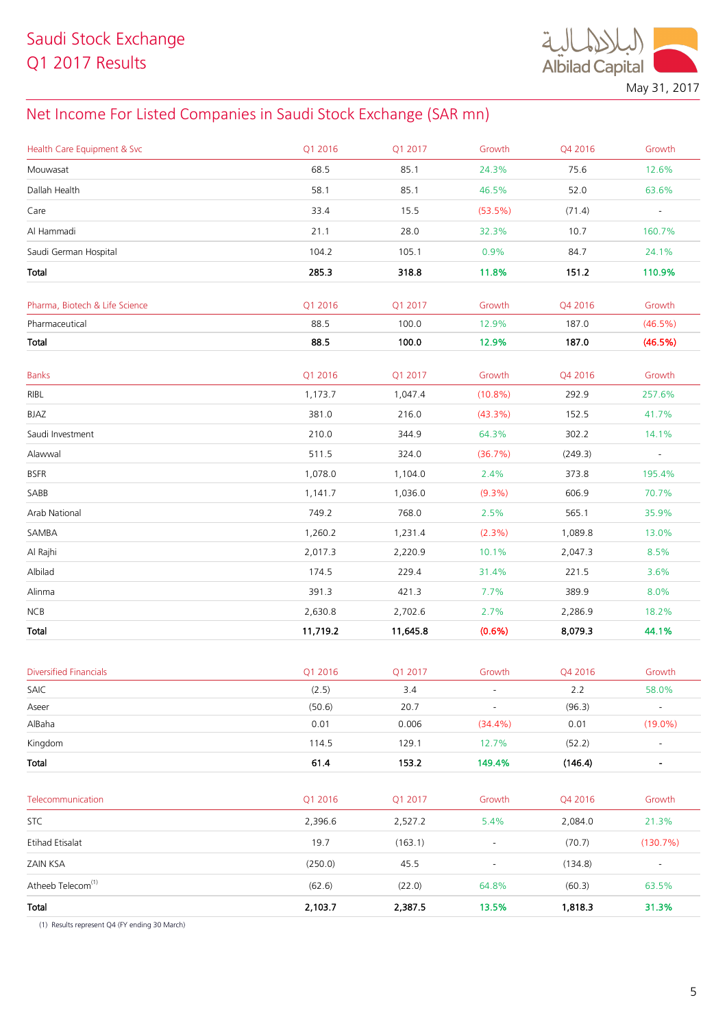# Saudi Stock Exchange
# Q1 2017 Results

May 31, 2017

## Net Income For Listed Companies in Saudi Stock Exchange (SAR mn)

| Health Care Equipment & Svc | Q1 2016 | Q1 2017 | Growth | Q4 2016 | Growth |
|---|---|---|---|---|---|
| Mouwasat | 68.5 | 85.1 | 24.3% | 75.6 | 12.6% |
| Dallah Health | 58.1 | 85.1 | 46.5% | 52.0 | 63.6% |
| Care | 33.4 | 15.5 | (53.5%) | (71.4) | - |
| Al Hammadi | 21.1 | 28.0 | 32.3% | 10.7 | 160.7% |
| Saudi German Hospital | 104.2 | 105.1 | 0.9% | 84.7 | 24.1% |
| **Total** | **285.3** | **318.8** | **11.8%** | **151.2** | **110.9%** |

| Pharma, Biotech & Life Science | Q1 2016 | Q1 2017 | Growth | Q4 2016 | Growth |
|---|---|---|---|---|---|
| Pharmaceutical | 88.5 | 100.0 | 12.9% | 187.0 | (46.5%) |
| **Total** | **88.5** | **100.0** | **12.9%** | **187.0** | **(46.5%)** |

| Banks | Q1 2016 | Q1 2017 | Growth | Q4 2016 | Growth |
|---|---|---|---|---|---|
| RIBL | 1,173.7 | 1,047.4 | (10.8%) | 292.9 | 257.6% |
| BJAZ | 381.0 | 216.0 | (43.3%) | 152.5 | 41.7% |
| Saudi Investment | 210.0 | 344.9 | 64.3% | 302.2 | 14.1% |
| Alawwal | 511.5 | 324.0 | (36.7%) | (249.3) | - |
| BSFR | 1,078.0 | 1,104.0 | 2.4% | 373.8 | 195.4% |
| SABB | 1,141.7 | 1,036.0 | (9.3%) | 606.9 | 70.7% |
| Arab National | 749.2 | 768.0 | 2.5% | 565.1 | 35.9% |
| SAMBA | 1,260.2 | 1,231.4 | (2.3%) | 1,089.8 | 13.0% |
| Al Rajhi | 2,017.3 | 2,220.9 | 10.1% | 2,047.3 | 8.5% |
| Albilad | 174.5 | 229.4 | 31.4% | 221.5 | 3.6% |
| Alinma | 391.3 | 421.3 | 7.7% | 389.9 | 8.0% |
| NCB | 2,630.8 | 2,702.6 | 2.7% | 2,286.9 | 18.2% |
| **Total** | **11,719.2** | **11,645.8** | **(0.6%)** | **8,079.3** | **44.1%** |

| Diversified Financials | Q1 2016 | Q1 2017 | Growth | Q4 2016 | Growth |
|---|---|---|---|---|---|
| SAIC | (2.5) | 3.4 | - | 2.2 | 58.0% |
| Aseer | (50.6) | 20.7 | - | (96.3) | - |
| AlBaha | 0.01 | 0.006 | (34.4%) | 0.01 | (19.0%) |
| Kingdom | 114.5 | 129.1 | 12.7% | (52.2) | - |
| **Total** | **61.4** | **153.2** | **149.4%** | **(146.4)** | **-** |

| Telecommunication | Q1 2016 | Q1 2017 | Growth | Q4 2016 | Growth |
|---|---|---|---|---|---|
| STC | 2,396.6 | 2,527.2 | 5.4% | 2,084.0 | 21.3% |
| Etihad Etisalat | 19.7 | (163.1) | - | (70.7) | (130.7%) |
| ZAIN KSA | (250.0) | 45.5 | - | (134.8) | - |
| Atheeb Telecom[1] | (62.6) | (22.0) | 64.8% | (60.3) | 63.5% |
| **Total** | **2,103.7** | **2,387.5** | **13.5%** | **1,818.3** | **31.3%** |

(1) Results represent Q4 (FY ending 30 March)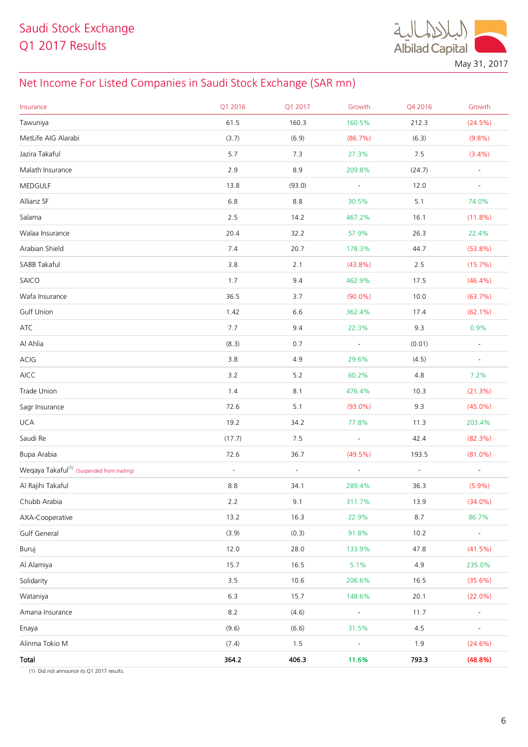# Saudi Stock Exchange
# Q1 2017 Results

May 31, 2017

## Net Income For Listed Companies in Saudi Stock Exchange (SAR mn)

| Insurance | Q1 2016 | Q1 2017 | Growth | Q4 2016 | Growth |
|---|---|---|---|---|---|
| Tawuniya | 61.5 | 160.3 | 160.5% | 212.3 | (24.5%) |
| MetLife AIG Alarabi | (3.7) | (6.9) | (86.7%) | (6.3) | (9.8%) |
| Jazira Takaful | 5.7 | 7.3 | 27.3% | 7.5 | (3.4%) |
| Malath Insurance | 2.9 | 8.9 | 209.8% | (24.7) | - |
| MEDGULF | 13.8 | (93.0) | - | 12.0 | - |
| Allianz SF | 6.8 | 8.8 | 30.5% | 5.1 | 74.0% |
| Salama | 2.5 | 14.2 | 467.2% | 16.1 | (11.8%) |
| Walaa Insurance | 20.4 | 32.2 | 57.9% | 26.3 | 22.4% |
| Arabian Shield | 7.4 | 20.7 | 178.3% | 44.7 | (53.8%) |
| SABB Takaful | 3.8 | 2.1 | (43.8%) | 2.5 | (15.7%) |
| SAICO | 1.7 | 9.4 | 462.9% | 17.5 | (46.4%) |
| Wafa Insurance | 36.5 | 3.7 | (90.0%) | 10.0 | (63.7%) |
| Gulf Union | 1.42 | 6.6 | 362.4% | 17.4 | (62.1%) |
| ATC | 7.7 | 9.4 | 22.3% | 9.3 | 0.9% |
| Al Ahlia | (8.3) | 0.7 | - | (0.01) | - |
| ACIG | 3.8 | 4.9 | 29.6% | (4.5) | - |
| AICC | 3.2 | 5.2 | 60.2% | 4.8 | 7.2% |
| Trade Union | 1.4 | 8.1 | 476.4% | 10.3 | (21.3%) |
| Sagr Insurance | 72.6 | 5.1 | (93.0%) | 9.3 | (45.0%) |
| UCA | 19.2 | 34.2 | 77.8% | 11.3 | 203.4% |
| Saudi Re | (17.7) | 7.5 | - | 42.4 | (82.3%) |
| Bupa Arabia | 72.6 | 36.7 | (49.5%) | 193.5 | (81.0%) |
| Weqaya Takaful[1] (Suspended from trading) | - | - | - | - | - |
| Al Rajihi Takaful | 8.8 | 34.1 | 289.4% | 36.3 | (5.9%) |
| Chubb Arabia | 2.2 | 9.1 | 311.7% | 13.9 | (34.0%) |
| AXA-Cooperative | 13.2 | 16.3 | 22.9% | 8.7 | 86.7% |
| Gulf General | (3.9) | (0.3) | 91.8% | 10.2 | - |
| Buruj | 12.0 | 28.0 | 133.9% | 47.8 | (41.5%) |
| Al Alamiya | 15.7 | 16.5 | 5.1% | 4.9 | 235.0% |
| Solidarity | 3.5 | 10.6 | 206.6% | 16.5 | (35.6%) |
| Wataniya | 6.3 | 15.7 | 148.6% | 20.1 | (22.0%) |
| Amana Insurance | 8.2 | (4.6) | - | 11.7 | - |
| Enaya | (9.6) | (6.6) | 31.5% | 4.5 | - |
| Alinma Tokio M | (7.4) | 1.5 | - | 1.9 | (24.6%) |
| **Total** | **364.2** | **406.3** | **11.6%** | **793.3** | **(48.8%)** |

(1) Did not announce its Q1 2017 results.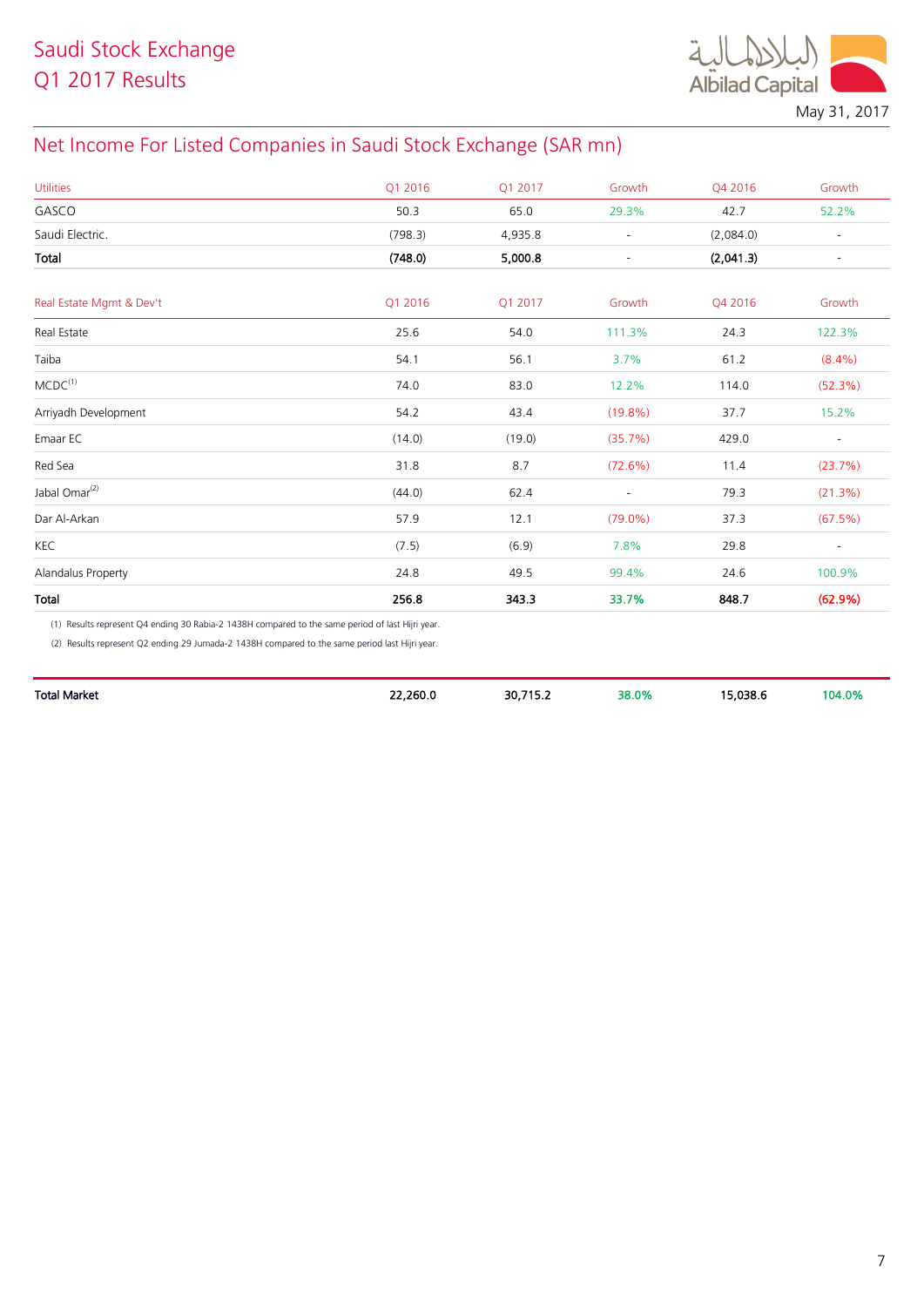Saudi Stock Exchange
Q1 2017 Results

May 31, 2017

## Net Income For Listed Companies in Saudi Stock Exchange (SAR mn)

| Utilities | Q1 2016 | Q1 2017 | Growth | Q4 2016 | Growth |
|---|---|---|---|---|---|
| GASCO | 50.3 | 65.0 | 29.3% | 42.7 | 52.2% |
| Saudi Electric. | (798.3) | 4,935.8 | - | (2,084.0) | - |
| **Total** | **(748.0)** | **5,000.8** | - | **(2,041.3)** | - |

| Real Estate Mgmt & Dev't | Q1 2016 | Q1 2017 | Growth | Q4 2016 | Growth |
|---|---|---|---|---|---|
| Real Estate | 25.6 | 54.0 | 111.3% | 24.3 | 122.3% |
| Taiba | 54.1 | 56.1 | 3.7% | 61.2 | (8.4%) |
| MCDC(1) | 74.0 | 83.0 | 12.2% | 114.0 | (52.3%) |
| Arriyadh Development | 54.2 | 43.4 | (19.8%) | 37.7 | 15.2% |
| Emaar EC | (14.0) | (19.0) | (35.7%) | 429.0 | - |
| Red Sea | 31.8 | 8.7 | (72.6%) | 11.4 | (23.7%) |
| Jabal Omar(2) | (44.0) | 62.4 | - | 79.3 | (21.3%) |
| Dar Al-Arkan | 57.9 | 12.1 | (79.0%) | 37.3 | (67.5%) |
| KEC | (7.5) | (6.9) | 7.8% | 29.8 | - |
| Alandalus Property | 24.8 | 49.5 | 99.4% | 24.6 | 100.9% |
| **Total** | **256.8** | **343.3** | **33.7%** | **848.7** | **(62.9%)** |

(1) Results represent Q4 ending 30 Rabia-2 1438H compared to the same period of last Hijri year.

(2) Results represent Q2 ending 29 Jumada-2 1438H compared to the same period last Hijri year.

| | | | | | |
|---|---|---|---|---|---|
| **Total Market** | **22,260.0** | **30,715.2** | **38.0%** | **15,038.6** | **104.0%** |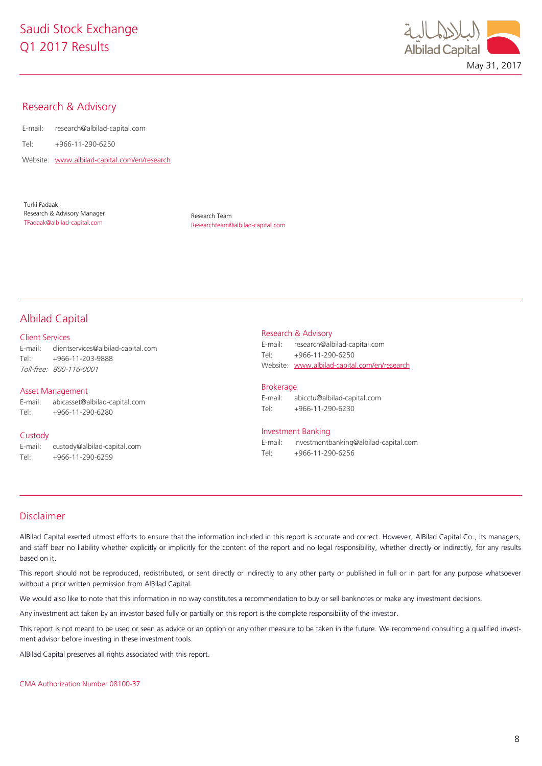## Research & Advisory

E-mail: research@albilad-capital.com

Tel: +966-11-290-6250

Website: www.albilad-capital.com/en/research

Turki Fadaak
Research & Advisory Manager
TFadaak@albilad-capital.com

Research Team
Researchteam@albilad-capital.com

## Albilad Capital

### Client Services

E-mail: clientservices@albilad-capital.com
Tel: +966-11-203-9888
*Toll-free: 800-116-0001*

### Asset Management

E-mail: abicasset@albilad-capital.com
Tel: +966-11-290-6280

### Custody

E-mail: custody@albilad-capital.com
Tel: +966-11-290-6259

### Research & Advisory

E-mail: research@albilad-capital.com
Tel: +966-11-290-6250
Website: www.albilad-capital.com/en/research

### Brokerage

E-mail: abicctu@albilad-capital.com
Tel: +966-11-290-6230

### Investment Banking

E-mail: investmentbanking@albilad-capital.com
Tel: +966-11-290-6256

## Disclaimer

AlBilad Capital exerted utmost efforts to ensure that the information included in this report is accurate and correct. However, AlBilad Capital Co., its managers, and staff bear no liability whether explicitly or implicitly for the content of the report and no legal responsibility, whether directly or indirectly, for any results based on it.

This report should not be reproduced, redistributed, or sent directly or indirectly to any other party or published in full or in part for any purpose whatsoever without a prior written permission from AlBilad Capital.

We would also like to note that this information in no way constitutes a recommendation to buy or sell banknotes or make any investment decisions.

Any investment act taken by an investor based fully or partially on this report is the complete responsibility of the investor.

This report is not meant to be used or seen as advice or an option or any other measure to be taken in the future. We recommend consulting a qualified investment advisor before investing in these investment tools.

AlBilad Capital preserves all rights associated with this report.

CMA Authorization Number 08100-37